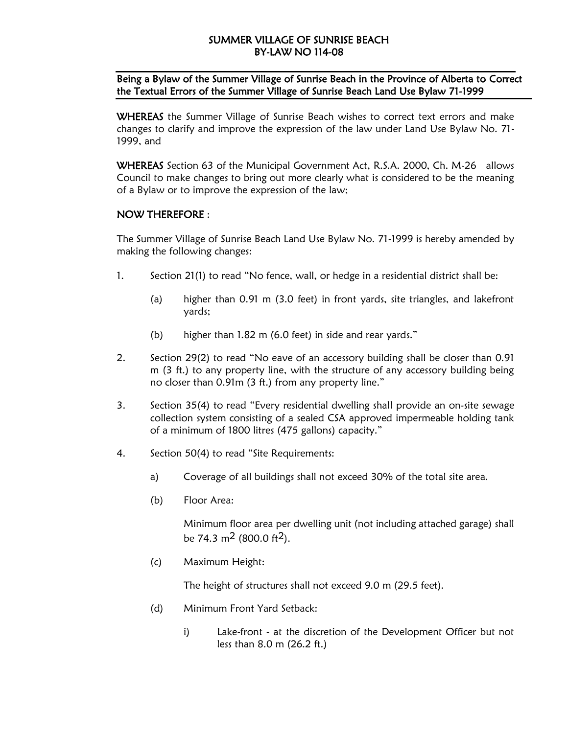# SUMMER VILLAGE OF SUNRISE BEACH
## BY-LAW NO 114-08

**Being a Bylaw of the Summer Village of Sunrise Beach in the Province of Alberta to Correct the Textual Errors of the Summer Village of Sunrise Beach Land Use Bylaw 71-1999**

**WHEREAS** the Summer Village of Sunrise Beach wishes to correct text errors and make changes to clarify and improve the expression of the law under Land Use Bylaw No. 71-1999, and

**WHEREAS** Section 63 of the Municipal Government Act, R.S.A. 2000, Ch. M-26 allows Council to make changes to bring out more clearly what is considered to be the meaning of a Bylaw or to improve the expression of the law;

**NOW THEREFORE** :

The Summer Village of Sunrise Beach Land Use Bylaw No. 71-1999 is hereby amended by making the following changes:

1. Section 21(1) to read "No fence, wall, or hedge in a residential district shall be:

   (a) higher than 0.91 m (3.0 feet) in front yards, site triangles, and lakefront yards;

   (b) higher than 1.82 m (6.0 feet) in side and rear yards."

2. Section 29(2) to read "No eave of an accessory building shall be closer than 0.91 m (3 ft.) to any property line, with the structure of any accessory building being no closer than 0.91m (3 ft.) from any property line."

3. Section 35(4) to read "Every residential dwelling shall provide an on-site sewage collection system consisting of a sealed CSA approved impermeable holding tank of a minimum of 1800 litres (475 gallons) capacity."

4. Section 50(4) to read "Site Requirements:

   a) Coverage of all buildings shall not exceed 30% of the total site area.

   (b) Floor Area:

   Minimum floor area per dwelling unit (not including attached garage) shall be 74.3 $m^2$ (800.0 $ft^2$).

   (c) Maximum Height:

   The height of structures shall not exceed 9.0 m (29.5 feet).

   (d) Minimum Front Yard Setback:

   i) Lake-front - at the discretion of the Development Officer but not less than 8.0 m (26.2 ft.)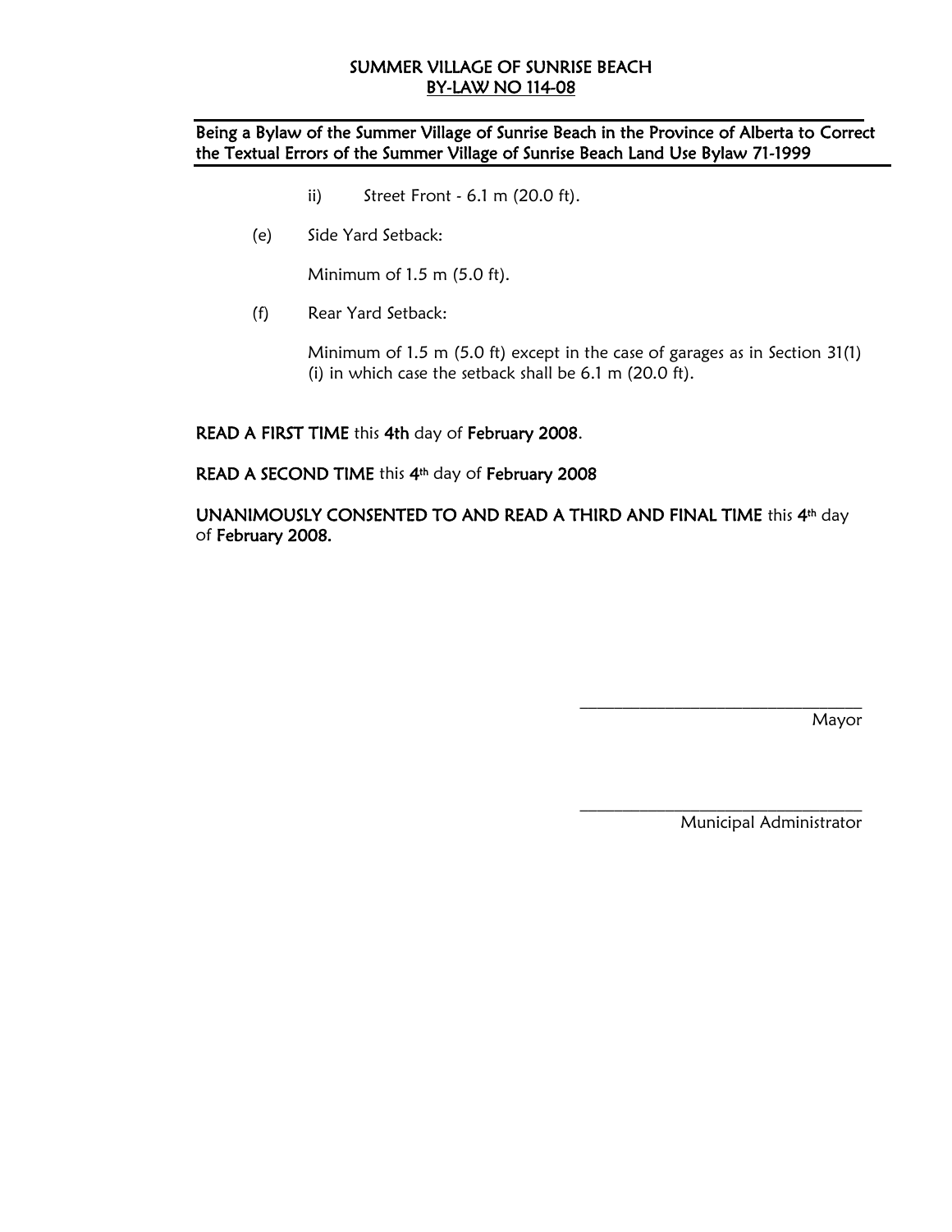# SUMMER VILLAGE OF SUNRISE BEACH
## BY-LAW NO 114-08

**Being a Bylaw of the Summer Village of Sunrise Beach in the Province of Alberta to Correct the Textual Errors of the Summer Village of Sunrise Beach Land Use Bylaw 71-1999**

ii) Street Front - 6.1 m (20.0 ft).

(e) Side Yard Setback:

Minimum of 1.5 m (5.0 ft).

(f) Rear Yard Setback:

Minimum of 1.5 m (5.0 ft) except in the case of garages as in Section 31(1) (i) in which case the setback shall be 6.1 m (20.0 ft).

**READ A FIRST TIME** this **4th** day of **February 2008**.

**READ A SECOND TIME** this **4th** day of **February 2008**

**UNANIMOUSLY CONSENTED TO AND READ A THIRD AND FINAL TIME** this **4th** day of **February 2008.**

\_\_\_\_\_\_\_\_\_\_\_\_\_\_\_\_\_\_\_\_\_\_\_\_\_\_\_\_\_\_\_\_\_\_
Mayor

\_\_\_\_\_\_\_\_\_\_\_\_\_\_\_\_\_\_\_\_\_\_\_\_\_\_\_\_\_\_\_\_\_\_
Municipal Administrator